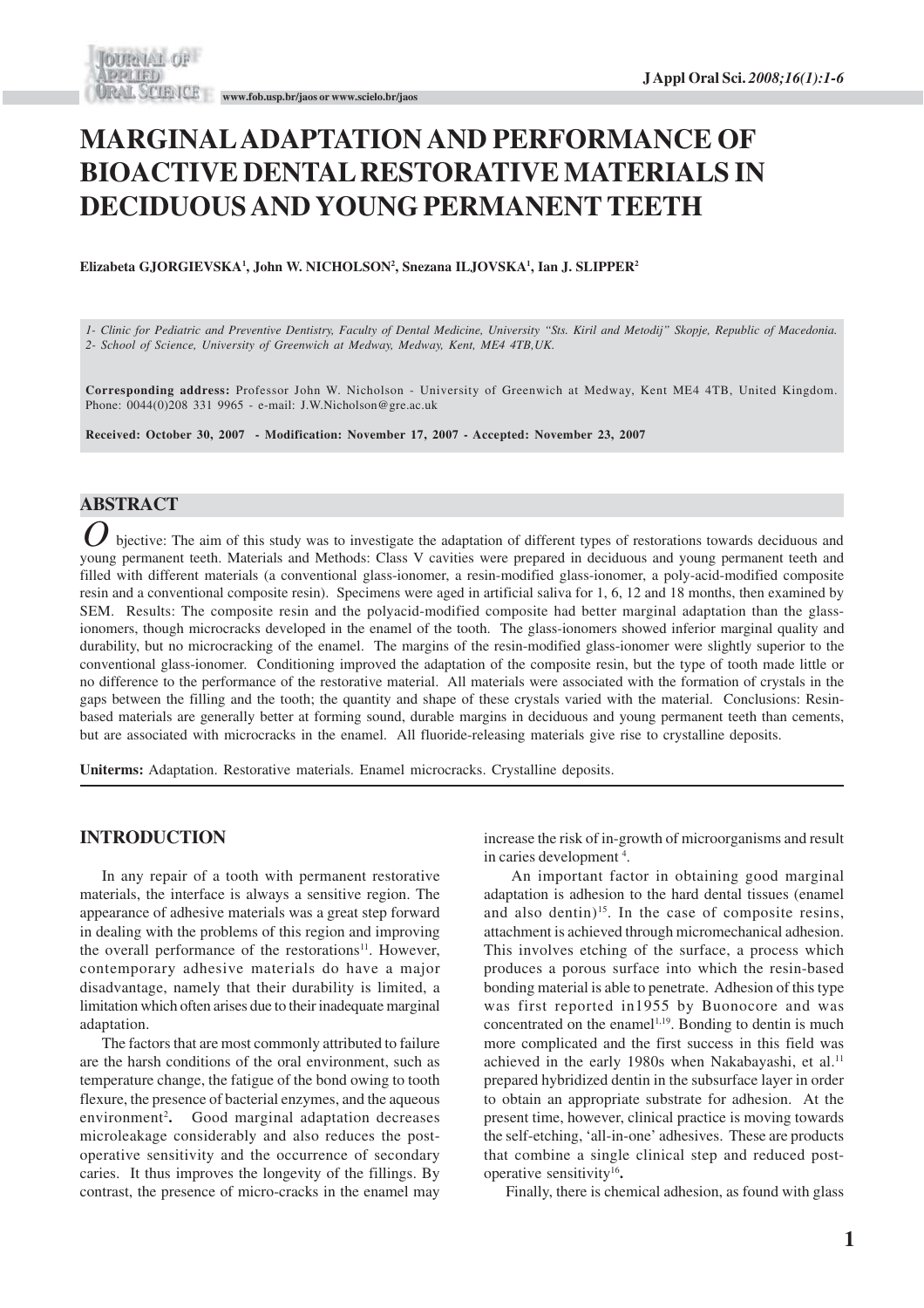# MARGINAL ADAPTATION AND PERFORMANCE OF BIOACTIVE DENTAL RESTORATIVE MATERIALS IN DECIDUOUS AND YOUNG PERMANENT TEETH

**Elizabeta GJORGIEVSKA[1], John W. NICHOLSON[2], Snezana ILJOVSKA[1], Ian J. SLIPPER[2]**

*1- Clinic for Pediatric and Preventive Dentistry, Faculty of Dental Medicine, University "Sts. Kiril and Metodij" Skopje, Republic of Macedonia.*
*2- School of Science, University of Greenwich at Medway, Medway, Kent, ME4 4TB,UK.*

**Corresponding address:** Professor John W. Nicholson - University of Greenwich at Medway, Kent ME4 4TB, United Kingdom. Phone: 0044(0)208 331 9965 - e-mail: J.W.Nicholson@gre.ac.uk

**Received: October 30, 2007 - Modification: November 17, 2007 - Accepted: November 23, 2007**

## ABSTRACT

Objective: The aim of this study was to investigate the adaptation of different types of restorations towards deciduous and young permanent teeth. Materials and Methods: Class V cavities were prepared in deciduous and young permanent teeth and filled with different materials (a conventional glass-ionomer, a resin-modified glass-ionomer, a poly-acid-modified composite resin and a conventional composite resin). Specimens were aged in artificial saliva for 1, 6, 12 and 18 months, then examined by SEM. Results: The composite resin and the polyacid-modified composite had better marginal adaptation than the glass-ionomers, though microcracks developed in the enamel of the tooth. The glass-ionomers showed inferior marginal quality and durability, but no microcracking of the enamel. The margins of the resin-modified glass-ionomer were slightly superior to the conventional glass-ionomer. Conditioning improved the adaptation of the composite resin, but the type of tooth made little or no difference to the performance of the restorative material. All materials were associated with the formation of crystals in the gaps between the filling and the tooth; the quantity and shape of these crystals varied with the material. Conclusions: Resin-based materials are generally better at forming sound, durable margins in deciduous and young permanent teeth than cements, but are associated with microcracks in the enamel. All fluoride-releasing materials give rise to crystalline deposits.

**Uniterms:** Adaptation. Restorative materials. Enamel microcracks. Crystalline deposits.

## INTRODUCTION

In any repair of a tooth with permanent restorative materials, the interface is always a sensitive region. The appearance of adhesive materials was a great step forward in dealing with the problems of this region and improving the overall performance of the restorations[11]. However, contemporary adhesive materials do have a major disadvantage, namely that their durability is limited, a limitation which often arises due to their inadequate marginal adaptation.

The factors that are most commonly attributed to failure are the harsh conditions of the oral environment, such as temperature change, the fatigue of the bond owing to tooth flexure, the presence of bacterial enzymes, and the aqueous environment[2]. Good marginal adaptation decreases microleakage considerably and also reduces the post-operative sensitivity and the occurrence of secondary caries. It thus improves the longevity of the fillings. By contrast, the presence of micro-cracks in the enamel may increase the risk of in-growth of microorganisms and result in caries development[4].

An important factor in obtaining good marginal adaptation is adhesion to the hard dental tissues (enamel and also dentin)[15]. In the case of composite resins, attachment is achieved through micromechanical adhesion. This involves etching of the surface, a process which produces a porous surface into which the resin-based bonding material is able to penetrate. Adhesion of this type was first reported in1955 by Buonocore and was concentrated on the enamel[1,19]. Bonding to dentin is much more complicated and the first success in this field was achieved in the early 1980s when Nakabayashi, et al.[11] prepared hybridized dentin in the subsurface layer in order to obtain an appropriate substrate for adhesion. At the present time, however, clinical practice is moving towards the self-etching, 'all-in-one' adhesives. These are products that combine a single clinical step and reduced post-operative sensitivity[16].

Finally, there is chemical adhesion, as found with glass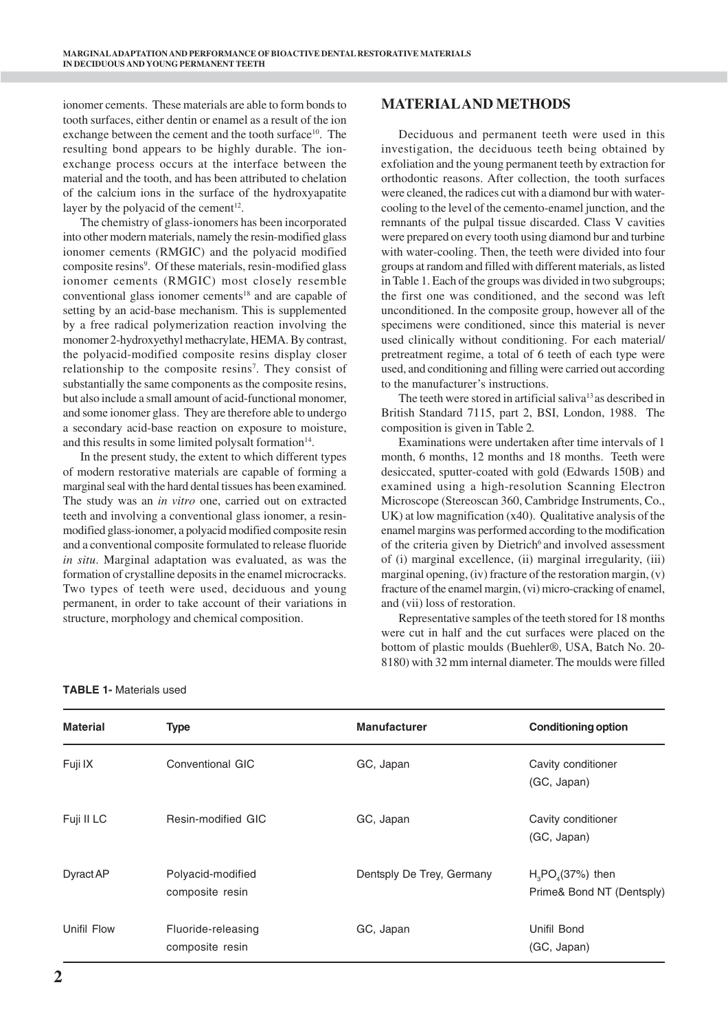ionomer cements. These materials are able to form bonds to tooth surfaces, either dentin or enamel as a result of the ion exchange between the cement and the tooth surface[10]. The resulting bond appears to be highly durable. The ion-exchange process occurs at the interface between the material and the tooth, and has been attributed to chelation of the calcium ions in the surface of the hydroxyapatite layer by the polyacid of the cement[12].

The chemistry of glass-ionomers has been incorporated into other modern materials, namely the resin-modified glass ionomer cements (RMGIC) and the polyacid modified composite resins[9]. Of these materials, resin-modified glass ionomer cements (RMGIC) most closely resemble conventional glass ionomer cements[18] and are capable of setting by an acid-base mechanism. This is supplemented by a free radical polymerization reaction involving the monomer 2-hydroxyethyl methacrylate, HEMA. By contrast, the polyacid-modified composite resins display closer relationship to the composite resins[7]. They consist of substantially the same components as the composite resins, but also include a small amount of acid-functional monomer, and some ionomer glass. They are therefore able to undergo a secondary acid-base reaction on exposure to moisture, and this results in some limited polysalt formation[14].

In the present study, the extent to which different types of modern restorative materials are capable of forming a marginal seal with the hard dental tissues has been examined. The study was an *in vitro* one, carried out on extracted teeth and involving a conventional glass ionomer, a resin-modified glass-ionomer, a polyacid modified composite resin and a conventional composite formulated to release fluoride *in situ*. Marginal adaptation was evaluated, as was the formation of crystalline deposits in the enamel microcracks. Two types of teeth were used, deciduous and young permanent, in order to take account of their variations in structure, morphology and chemical composition.

## MATERIAL AND METHODS

Deciduous and permanent teeth were used in this investigation, the deciduous teeth being obtained by exfoliation and the young permanent teeth by extraction for orthodontic reasons. After collection, the tooth surfaces were cleaned, the radices cut with a diamond bur with water-cooling to the level of the cemento-enamel junction, and the remnants of the pulpal tissue discarded. Class V cavities were prepared on every tooth using diamond bur and turbine with water-cooling. Then, the teeth were divided into four groups at random and filled with different materials, as listed in Table 1. Each of the groups was divided in two subgroups; the first one was conditioned, and the second was left unconditioned. In the composite group, however all of the specimens were conditioned, since this material is never used clinically without conditioning. For each material/pretreatment regime, a total of 6 teeth of each type were used, and conditioning and filling were carried out according to the manufacturer's instructions.

The teeth were stored in artificial saliva[13] as described in British Standard 7115, part 2, BSI, London, 1988. The composition is given in Table 2.

Examinations were undertaken after time intervals of 1 month, 6 months, 12 months and 18 months. Teeth were desiccated, sputter-coated with gold (Edwards 150B) and examined using a high-resolution Scanning Electron Microscope (Stereoscan 360, Cambridge Instruments, Co., UK) at low magnification (x40). Qualitative analysis of the enamel margins was performed according to the modification of the criteria given by Dietrich[6] and involved assessment of (i) marginal excellence, (ii) marginal irregularity, (iii) marginal opening, (iv) fracture of the restoration margin, (v) fracture of the enamel margin, (vi) micro-cracking of enamel, and (vii) loss of restoration.

Representative samples of the teeth stored for 18 months were cut in half and the cut surfaces were placed on the bottom of plastic moulds (Buehler®, USA, Batch No. 20-8180) with 32 mm internal diameter. The moulds were filled

**TABLE 1-** Materials used

| Material | Type | Manufacturer | Conditioning option |
|---|---|---|---|
| Fuji IX | Conventional GIC | GC, Japan | Cavity conditioner (GC, Japan) |
| Fuji II LC | Resin-modified GIC | GC, Japan | Cavity conditioner (GC, Japan) |
| Dyract AP | Polyacid-modified composite resin | Dentsply De Trey, Germany | $H_3PO_4$(37%) then Prime& Bond NT (Dentsply) |
| Unifil Flow | Fluoride-releasing composite resin | GC, Japan | Unifil Bond (GC, Japan) |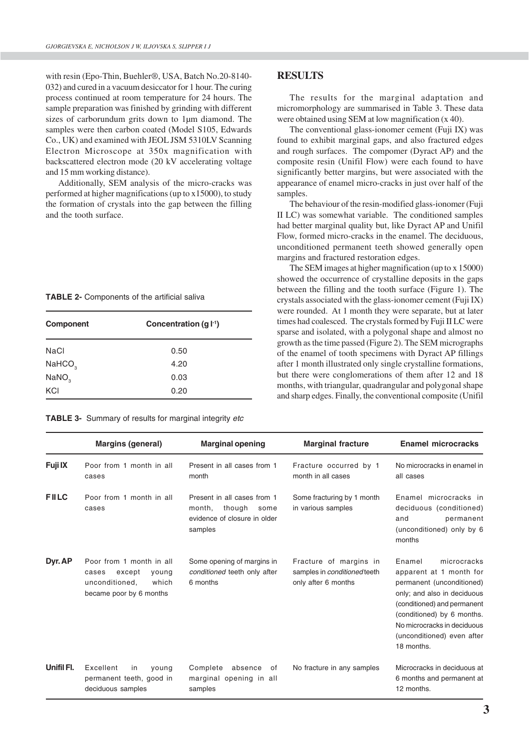with resin (Epo-Thin, Buehler®, USA, Batch No.20-8140-032) and cured in a vacuum desiccator for 1 hour. The curing process continued at room temperature for 24 hours. The sample preparation was finished by grinding with different sizes of carborundum grits down to 1μm diamond. The samples were then carbon coated (Model S105, Edwards Co., UK) and examined with JEOL JSM 5310LV Scanning Electron Microscope at 350x magnification with backscattered electron mode (20 kV accelerating voltage and 15 mm working distance).

Additionally, SEM analysis of the micro-cracks was performed at higher magnifications (up to x15000), to study the formation of crystals into the gap between the filling and the tooth surface.

**TABLE 2-** Components of the artificial saliva

| Component | Concentration (g $l^{-1}$) |
|---|---|
| NaCl | 0.50 |
| $NaHCO_3$ | 4.20 |
| $NaNO_3$ | 0.03 |
| KCl | 0.20 |

## RESULTS

The results for the marginal adaptation and micromorphology are summarised in Table 3. These data were obtained using SEM at low magnification (x 40).

The conventional glass-ionomer cement (Fuji IX) was found to exhibit marginal gaps, and also fractured edges and rough surfaces. The compomer (Dyract AP) and the composite resin (Unifil Flow) were each found to have significantly better margins, but were associated with the appearance of enamel micro-cracks in just over half of the samples.

The behaviour of the resin-modified glass-ionomer (Fuji II LC) was somewhat variable. The conditioned samples had better marginal quality but, like Dyract AP and Unifil Flow, formed micro-cracks in the enamel. The deciduous, unconditioned permanent teeth showed generally open margins and fractured restoration edges.

The SEM images at higher magnification (up to x 15000) showed the occurrence of crystalline deposits in the gaps between the filling and the tooth surface (Figure 1). The crystals associated with the glass-ionomer cement (Fuji IX) were rounded. At 1 month they were separate, but at later times had coalesced. The crystals formed by Fuji II LC were sparse and isolated, with a polygonal shape and almost no growth as the time passed (Figure 2). The SEM micrographs of the enamel of tooth specimens with Dyract AP fillings after 1 month illustrated only single crystalline formations, but there were conglomerations of them after 12 and 18 months, with triangular, quadrangular and polygonal shape and sharp edges. Finally, the conventional composite (Unifil

**TABLE 3-** Summary of results for marginal integrity *etc*

| | Margins (general) | Marginal opening | Marginal fracture | Enamel microcracks |
|---|---|---|---|---|
| **Fuji IX** | Poor from 1 month in all cases | Present in all cases from 1 month | Fracture occurred by 1 month in all cases | No microcracks in enamel in all cases |
| **F II LC** | Poor from 1 month in all cases | Present in all cases from 1 month, though some evidence of closure in older samples | Some fracturing by 1 month in various samples | Enamel microcracks in deciduous (conditioned) and permanent (unconditioned) only by 6 months |
| **Dyr. AP** | Poor from 1 month in all cases except young unconditioned, which became poor by 6 months | Some opening of margins in *conditioned* teeth only after 6 months | Fracture of margins in samples in *conditioned* teeth only after 6 months | Enamel microcracks apparent at 1 month for permanent (unconditioned) only; and also in deciduous (conditioned) and permanent (conditioned) by 6 months. No microcracks in deciduous (unconditioned) even after 18 months. |
| **Unifil Fl.** | Excellent in young permanent teeth, good in deciduous samples | Complete absence of marginal opening in all samples | No fracture in any samples | Microcracks in deciduous at 6 months and permanent at 12 months. |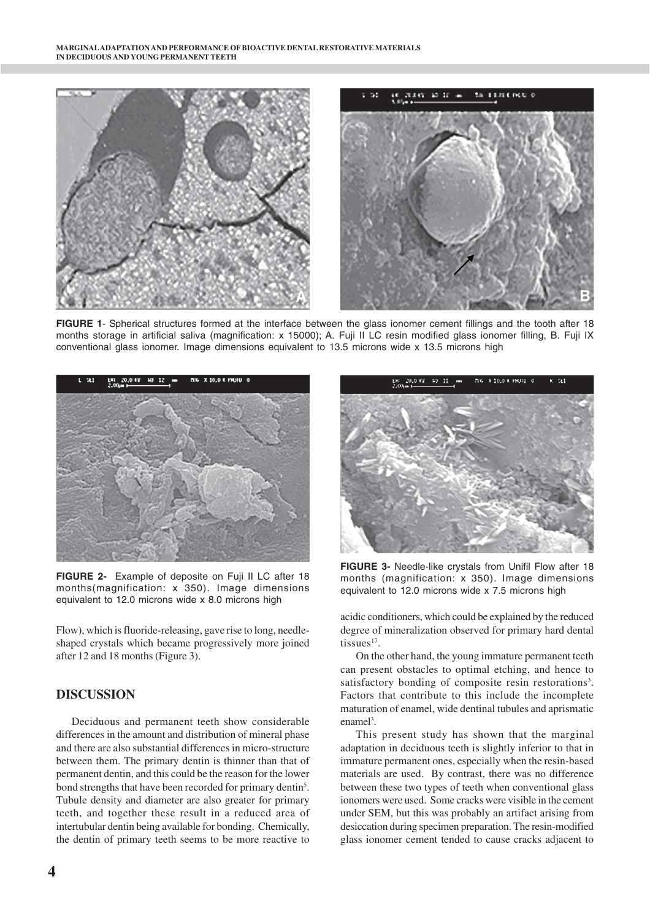**FIGURE 1**- Spherical structures formed at the interface between the glass ionomer cement fillings and the tooth after 18 months storage in artificial saliva (magnification: x 15000); A. Fuji II LC resin modified glass ionomer filling, B. Fuji IX conventional glass ionomer. Image dimensions equivalent to 13.5 microns wide x 13.5 microns high

**FIGURE 2-** Example of deposite on Fuji II LC after 18 months(magnification: x 350). Image dimensions equivalent to 12.0 microns wide x 8.0 microns high

**FIGURE 3-** Needle-like crystals from Unifil Flow after 18 months (magnification: x 350). Image dimensions equivalent to 12.0 microns wide x 7.5 microns high

Flow), which is fluoride-releasing, gave rise to long, needle-shaped crystals which became progressively more joined after 12 and 18 months (Figure 3).

## DISCUSSION

Deciduous and permanent teeth show considerable differences in the amount and distribution of mineral phase and there are also substantial differences in micro-structure between them. The primary dentin is thinner than that of permanent dentin, and this could be the reason for the lower bond strengths that have been recorded for primary dentin[5]. Tubule density and diameter are also greater for primary teeth, and together these result in a reduced area of intertubular dentin being available for bonding. Chemically, the dentin of primary teeth seems to be more reactive to acidic conditioners, which could be explained by the reduced degree of mineralization observed for primary hard dental tissues[17].

On the other hand, the young immature permanent teeth can present obstacles to optimal etching, and hence to satisfactory bonding of composite resin restorations[3]. Factors that contribute to this include the incomplete maturation of enamel, wide dentinal tubules and aprismatic enamel[3].

This present study has shown that the marginal adaptation in deciduous teeth is slightly inferior to that in immature permanent ones, especially when the resin-based materials are used. By contrast, there was no difference between these two types of teeth when conventional glass ionomers were used. Some cracks were visible in the cement under SEM, but this was probably an artifact arising from desiccation during specimen preparation. The resin-modified glass ionomer cement tended to cause cracks adjacent to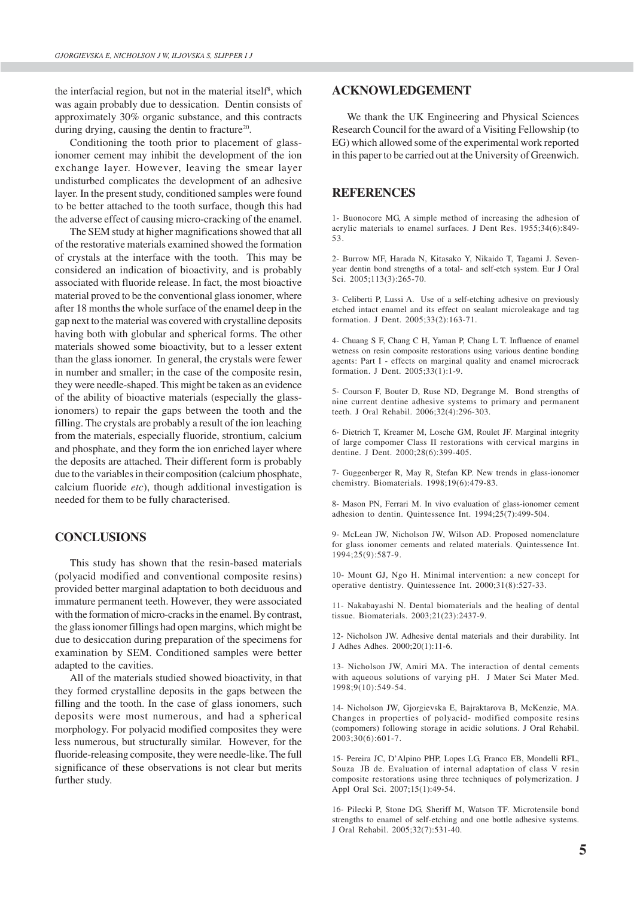the interfacial region, but not in the material itself[8], which was again probably due to dessication. Dentin consists of approximately 30% organic substance, and this contracts during drying, causing the dentin to fracture[20].

Conditioning the tooth prior to placement of glass-ionomer cement may inhibit the development of the ion exchange layer. However, leaving the smear layer undisturbed complicates the development of an adhesive layer. In the present study, conditioned samples were found to be better attached to the tooth surface, though this had the adverse effect of causing micro-cracking of the enamel.

The SEM study at higher magnifications showed that all of the restorative materials examined showed the formation of crystals at the interface with the tooth. This may be considered an indication of bioactivity, and is probably associated with fluoride release. In fact, the most bioactive material proved to be the conventional glass ionomer, where after 18 months the whole surface of the enamel deep in the gap next to the material was covered with crystalline deposits having both with globular and spherical forms. The other materials showed some bioactivity, but to a lesser extent than the glass ionomer. In general, the crystals were fewer in number and smaller; in the case of the composite resin, they were needle-shaped. This might be taken as an evidence of the ability of bioactive materials (especially the glass-ionomers) to repair the gaps between the tooth and the filling. The crystals are probably a result of the ion leaching from the materials, especially fluoride, strontium, calcium and phosphate, and they form the ion enriched layer where the deposits are attached. Their different form is probably due to the variables in their composition (calcium phosphate, calcium fluoride *etc*), though additional investigation is needed for them to be fully characterised.

## CONCLUSIONS

This study has shown that the resin-based materials (polyacid modified and conventional composite resins) provided better marginal adaptation to both deciduous and immature permanent teeth. However, they were associated with the formation of micro-cracks in the enamel. By contrast, the glass ionomer fillings had open margins, which might be due to desiccation during preparation of the specimens for examination by SEM. Conditioned samples were better adapted to the cavities.

All of the materials studied showed bioactivity, in that they formed crystalline deposits in the gaps between the filling and the tooth. In the case of glass ionomers, such deposits were most numerous, and had a spherical morphology. For polyacid modified composites they were less numerous, but structurally similar. However, for the fluoride-releasing composite, they were needle-like. The full significance of these observations is not clear but merits further study.

## ACKNOWLEDGEMENT

We thank the UK Engineering and Physical Sciences Research Council for the award of a Visiting Fellowship (to EG) which allowed some of the experimental work reported in this paper to be carried out at the University of Greenwich.

## REFERENCES

1- Buonocore MG, A simple method of increasing the adhesion of acrylic materials to enamel surfaces. J Dent Res. 1955;34(6):849-53.

2- Burrow MF, Harada N, Kitasako Y, Nikaido T, Tagami J. Seven-year dentin bond strengths of a total- and self-etch system. Eur J Oral Sci. 2005;113(3):265-70.

3- Celiberti P, Lussi A. Use of a self-etching adhesive on previously etched intact enamel and its effect on sealant microleakage and tag formation. J Dent. 2005;33(2):163-71.

4- Chuang S F, Chang C H, Yaman P, Chang L T. Influence of enamel wetness on resin composite restorations using various dentine bonding agents: Part I - effects on marginal quality and enamel microcrack formation. J Dent. 2005;33(1):1-9.

5- Courson F, Bouter D, Ruse ND, Degrange M. Bond strengths of nine current dentine adhesive systems to primary and permanent teeth. J Oral Rehabil. 2006;32(4):296-303.

6- Dietrich T, Kreamer M, Losche GM, Roulet JF. Marginal integrity of large compomer Class II restorations with cervical margins in dentine. J Dent. 2000;28(6):399-405.

7- Guggenberger R, May R, Stefan KP. New trends in glass-ionomer chemistry. Biomaterials. 1998;19(6):479-83.

8- Mason PN, Ferrari M. In vivo evaluation of glass-ionomer cement adhesion to dentin. Quintessence Int. 1994;25(7):499-504.

9- McLean JW, Nicholson JW, Wilson AD. Proposed nomenclature for glass ionomer cements and related materials. Quintessence Int. 1994;25(9):587-9.

10- Mount GJ, Ngo H. Minimal intervention: a new concept for operative dentistry. Quintessence Int. 2000;31(8):527-33.

11- Nakabayashi N. Dental biomaterials and the healing of dental tissue. Biomaterials. 2003;21(23):2437-9.

12- Nicholson JW. Adhesive dental materials and their durability. Int J Adhes Adhes. 2000;20(1):11-6.

13- Nicholson JW, Amiri MA. The interaction of dental cements with aqueous solutions of varying pH. J Mater Sci Mater Med. 1998;9(10):549-54.

14- Nicholson JW, Gjorgievska E, Bajraktarova B, McKenzie, MA. Changes in properties of polyacid- modified composite resins (compomers) following storage in acidic solutions. J Oral Rehabil. 2003;30(6):601-7.

15- Pereira JC, D'Alpino PHP, Lopes LG, Franco EB, Mondelli RFL, Souza JB de. Evaluation of internal adaptation of class V resin composite restorations using three techniques of polymerization. J Appl Oral Sci. 2007;15(1):49-54.

16- Pilecki P, Stone DG, Sheriff M, Watson TF. Microtensile bond strengths to enamel of self-etching and one bottle adhesive systems. J Oral Rehabil. 2005;32(7):531-40.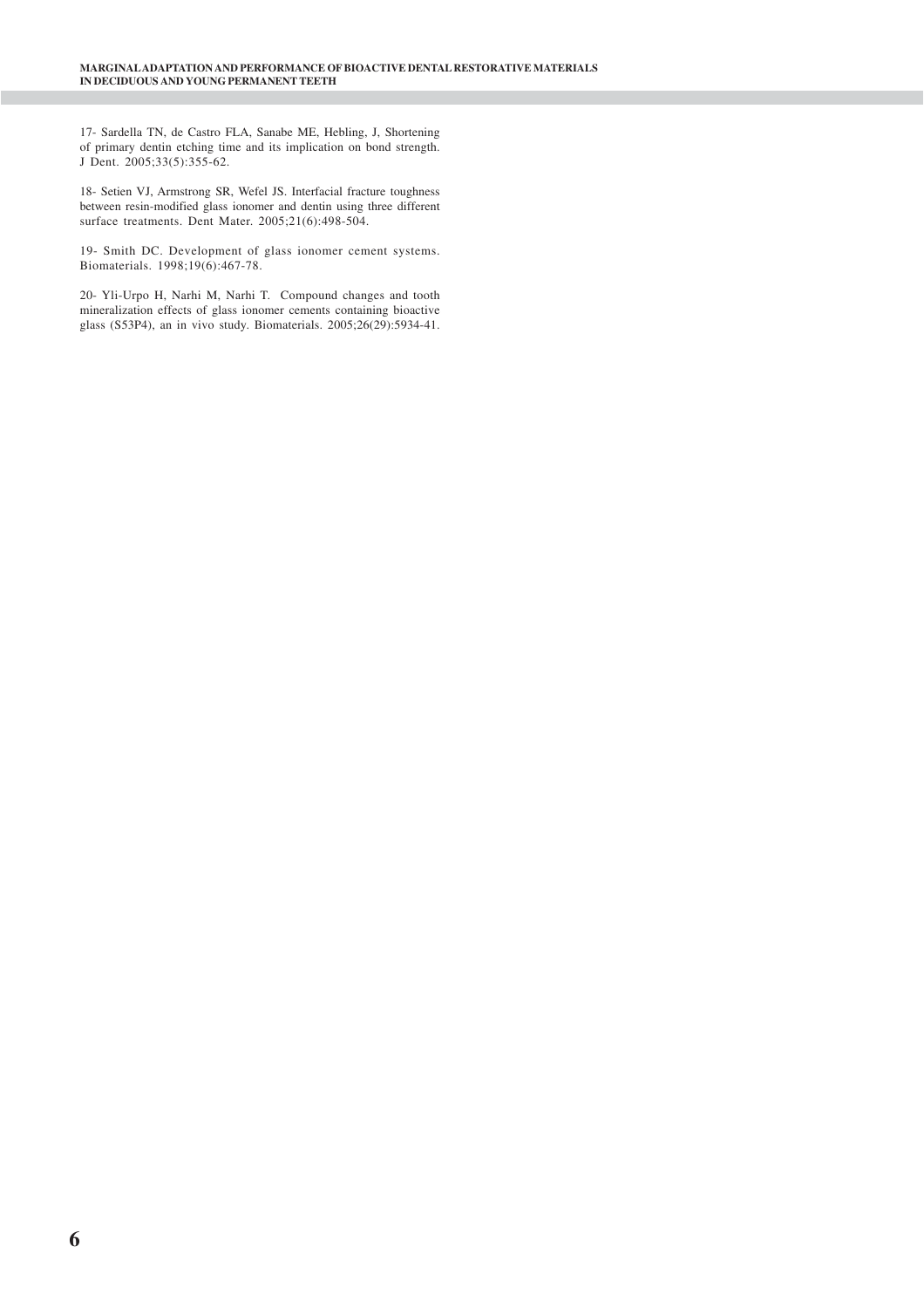17- Sardella TN, de Castro FLA, Sanabe ME, Hebling, J, Shortening of primary dentin etching time and its implication on bond strength. J Dent. 2005;33(5):355-62.

18- Setien VJ, Armstrong SR, Wefel JS. Interfacial fracture toughness between resin-modified glass ionomer and dentin using three different surface treatments. Dent Mater. 2005;21(6):498-504.

19- Smith DC. Development of glass ionomer cement systems. Biomaterials. 1998;19(6):467-78.

20- Yli-Urpo H, Narhi M, Narhi T. Compound changes and tooth mineralization effects of glass ionomer cements containing bioactive glass (S53P4), an in vivo study. Biomaterials. 2005;26(29):5934-41.